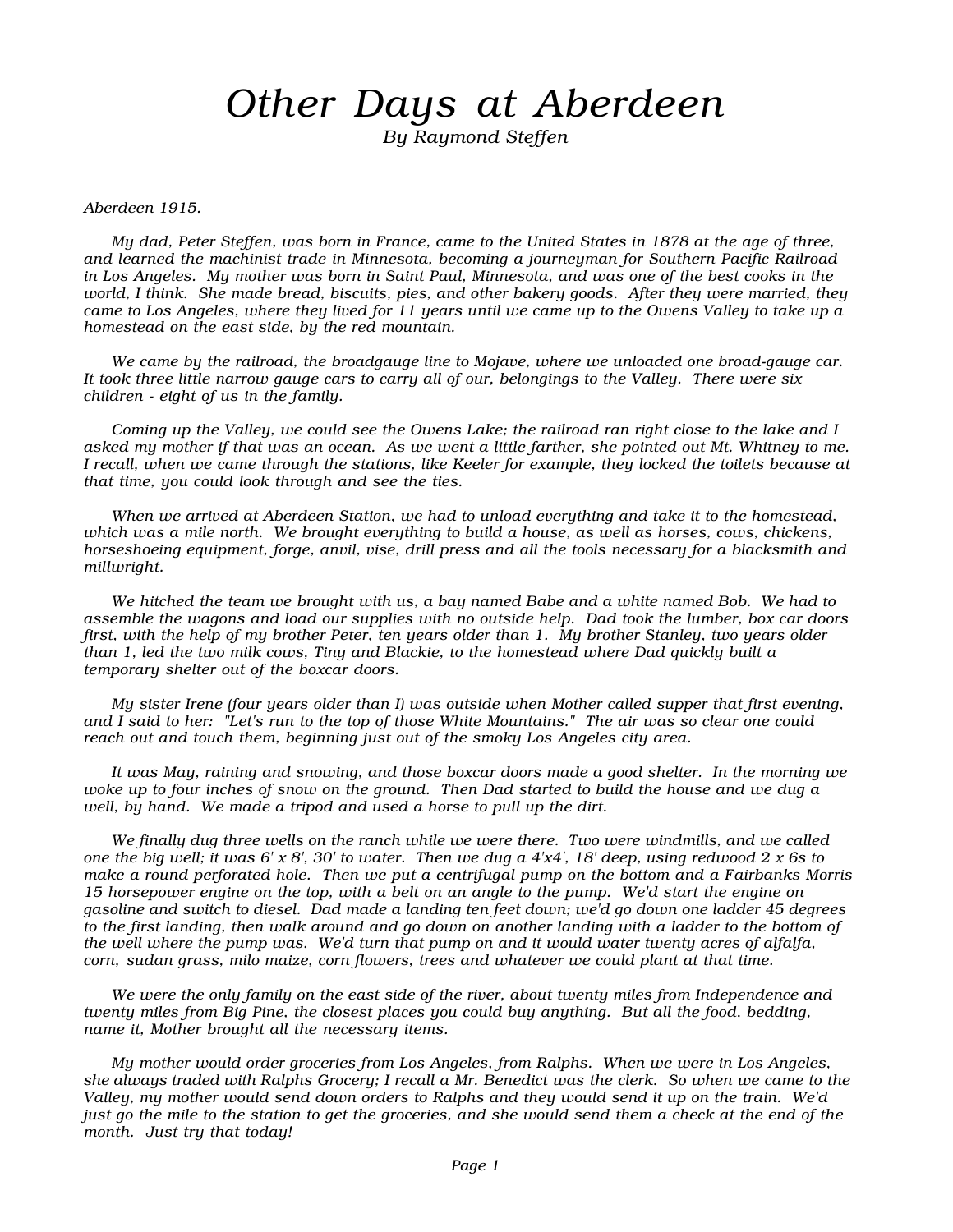# *Other Days at Aberdeen*

*By Raymond Steffen*

*Aberdeen 1915.*

*My dad, Peter Steffen, was born in France, came to the United States in 1878 at the age of three, and learned the machinist trade in Minnesota, becoming a journeyman for Southern Pacific Railroad in Los Angeles. My mother was born in Saint Paul, Minnesota, and was one of the best cooks in the world, I think. She made bread, biscuits, pies, and other bakery goods. After they were married, they came to Los Angeles, where they lived for 11 years until we came up to the Owens Valley to take up a homestead on the east side, by the red mountain.*

*We came by the railroad, the broadgauge line to Mojave, where we unloaded one broad-gauge car. It took three little narrow gauge cars to carry all of our, belongings to the Valley. There were six children - eight of us in the family.*

*Coming up the Valley, we could see the Owens Lake; the railroad ran right close to the lake and I asked my mother if that was an ocean. As we went a little farther, she pointed out Mt. Whitney to me. I recall, when we came through the stations, like Keeler for example, they locked the toilets because at that time, you could look through and see the ties.*

*When we arrived at Aberdeen Station, we had to unload everything and take it to the homestead, which was a mile north. We brought everything to build a house, as well as horses, cows, chickens, horseshoeing equipment, forge, anvil, vise, drill press and all the tools necessary for a blacksmith and millwright.*

*We hitched the team we brought with us, a bay named Babe and a white named Bob. We had to assemble the wagons and load our supplies with no outside help. Dad took the lumber, box car doors first, with the help of my brother Peter, ten years older than 1. My brother Stanley, two years older than 1, led the two milk cows, Tiny and Blackie, to the homestead where Dad quickly built a temporary shelter out of the boxcar doors.*

*My sister Irene (four years older than I) was outside when Mother called supper that first evening, and I said to her: "Let's run to the top of those White Mountains." The air was so clear one could reach out and touch them, beginning just out of the smoky Los Angeles city area.*

*It was May, raining and snowing, and those boxcar doors made a good shelter. In the morning we woke up to four inches of snow on the ground. Then Dad started to build the house and we dug a well, by hand. We made a tripod and used a horse to pull up the dirt.*

*We finally dug three wells on the ranch while we were there. Two were windmills, and we called one the big well; it was 6' x 8', 30' to water. Then we dug a 4'x4', 18' deep, using redwood 2 x 6s to make a round perforated hole. Then we put a centrifugal pump on the bottom and a Fairbanks Morris 15 horsepower engine on the top, with a belt on an angle to the pump. We'd start the engine on gasoline and switch to diesel. Dad made a landing ten feet down; we'd go down one ladder 45 degrees to the first landing, then walk around and go down on another landing with a ladder to the bottom of the well where the pump was. We'd turn that pump on and it would water twenty acres of alfalfa, corn, sudan grass, milo maize, corn flowers, trees and whatever we could plant at that time.*

*We were the only family on the east side of the river, about twenty miles from Independence and twenty miles from Big Pine, the closest places you could buy anything. But all the food, bedding, name it, Mother brought all the necessary items.*

*My mother would order groceries from Los Angeles, from Ralphs. When we were in Los Angeles, she always traded with Ralphs Grocery; I recall a Mr. Benedict was the clerk. So when we came to the Valley, my mother would send down orders to Ralphs and they would send it up on the train. We'd just go the mile to the station to get the groceries, and she would send them a check at the end of the month. Just try that today!*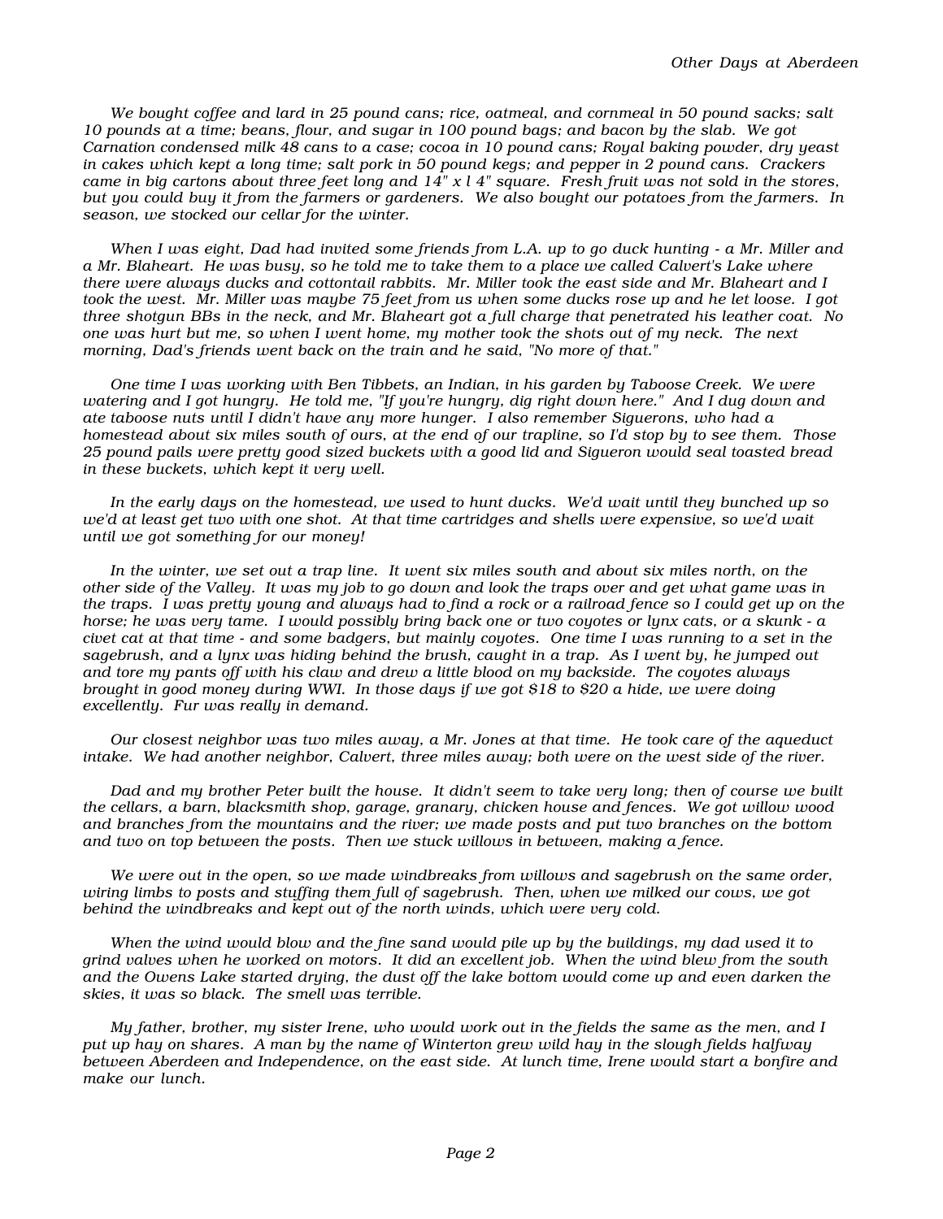*We bought coffee and lard in 25 pound cans; rice, oatmeal, and cornmeal in 50 pound sacks; salt 10 pounds at a time; beans, flour, and sugar in 100 pound bags; and bacon by the slab. We got Carnation condensed milk 48 cans to a case; cocoa in 10 pound cans; Royal baking powder, dry yeast in cakes which kept a long time; salt pork in 50 pound kegs; and pepper in 2 pound cans. Crackers came in big cartons about three feet long and 14" x l 4" square. Fresh fruit was not sold in the stores, but you could buy it from the farmers or gardeners. We also bought our potatoes from the farmers. In season, we stocked our cellar for the winter.*

*When I was eight, Dad had invited some friends from L.A. up to go duck hunting - a Mr. Miller and a Mr. Blaheart. He was busy, so he told me to take them to a place we called Calvert's Lake where there were always ducks and cottontail rabbits. Mr. Miller took the east side and Mr. Blaheart and I took the west. Mr. Miller was maybe 75 feet from us when some ducks rose up and he let loose. I got three shotgun BBs in the neck, and Mr. Blaheart got a full charge that penetrated his leather coat. No one was hurt but me, so when I went home, my mother took the shots out of my neck. The next morning, Dad's friends went back on the train and he said, "No more of that."*

*One time I was working with Ben Tibbets, an Indian, in his garden by Taboose Creek. We were watering and I got hungry. He told me, "If you're hungry, dig right down here." And I dug down and ate taboose nuts until I didn't have any more hunger. I also remember Siguerons, who had a homestead about six miles south of ours, at the end of our trapline, so I'd stop by to see them. Those 25 pound pails were pretty good sized buckets with a good lid and Sigueron would seal toasted bread in these buckets, which kept it very well.*

*In the early days on the homestead, we used to hunt ducks. We'd wait until they bunched up so we'd at least get two with one shot. At that time cartridges and shells were expensive, so we'd wait until we got something for our money!*

*In the winter, we set out a trap line. It went six miles south and about six miles north, on the other side of the Valley. It was my job to go down and look the traps over and get what game was in the traps. I was pretty young and always had to find a rock or a railroad fence so I could get up on the horse; he was very tame. I would possibly bring back one or two coyotes or lynx cats, or a skunk - a civet cat at that time - and some badgers, but mainly coyotes. One time I was running to a set in the sagebrush, and a lynx was hiding behind the brush, caught in a trap. As I went by, he jumped out and tore my pants off with his claw and drew a little blood on my backside. The coyotes always brought in good money during WWI. In those days if we got $18 to $20 a hide, we were doing excellently. Fur was really in demand.*

*Our closest neighbor was two miles away, a Mr. Jones at that time. He took care of the aqueduct intake. We had another neighbor, Calvert, three miles away; both were on the west side of the river.*

*Dad and my brother Peter built the house. It didn't seem to take very long; then of course we built the cellars, a barn, blacksmith shop, garage, granary, chicken house and fences. We got willow wood and branches from the mountains and the river; we made posts and put two branches on the bottom and two on top between the posts. Then we stuck willows in between, making a fence.*

*We were out in the open, so we made windbreaks from willows and sagebrush on the same order, wiring limbs to posts and stuffing them full of sagebrush. Then, when we milked our cows, we got behind the windbreaks and kept out of the north winds, which were very cold.*

*When the wind would blow and the fine sand would pile up by the buildings, my dad used it to grind valves when he worked on motors. It did an excellent job. When the wind blew from the south and the Owens Lake started drying, the dust off the lake bottom would come up and even darken the skies, it was so black. The smell was terrible.*

*My father, brother, my sister Irene, who would work out in the fields the same as the men, and I put up hay on shares. A man by the name of Winterton grew wild hay in the slough fields halfway between Aberdeen and Independence, on the east side. At lunch time, Irene would start a bonfire and make our lunch.*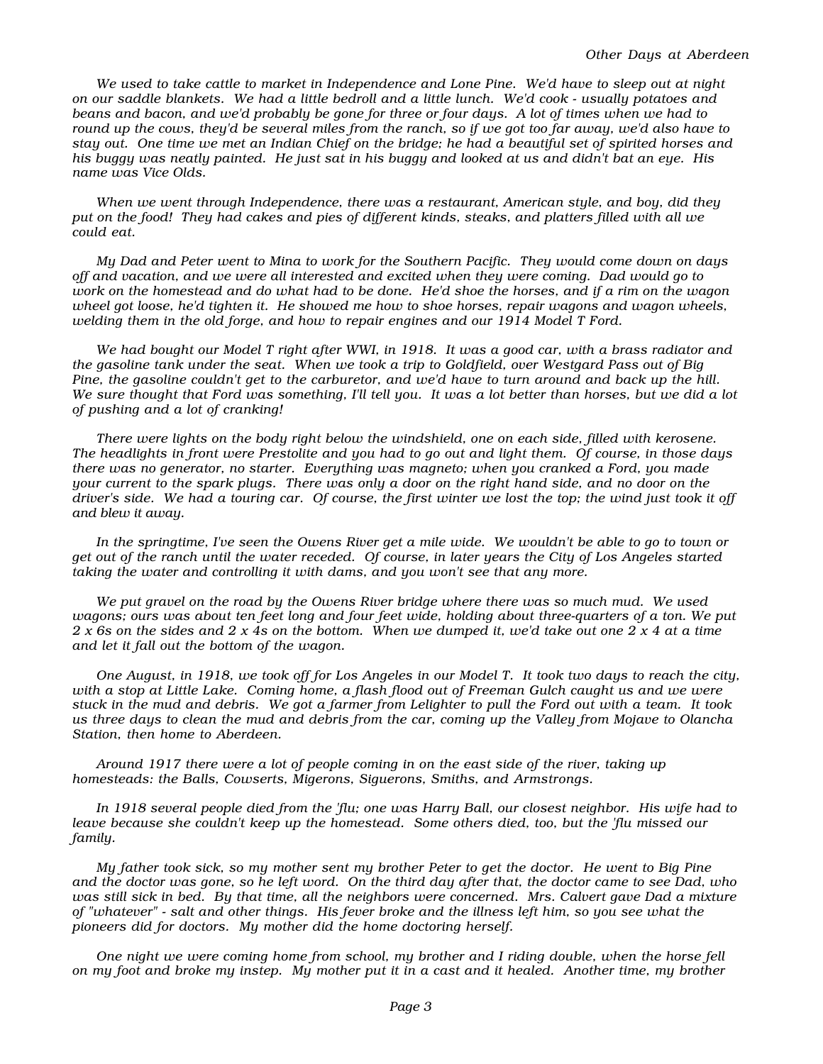*We used to take cattle to market in Independence and Lone Pine. We'd have to sleep out at night on our saddle blankets. We had a little bedroll and a little lunch. We'd cook - usually potatoes and beans and bacon, and we'd probably be gone for three or four days. A lot of times when we had to round up the cows, they'd be several miles from the ranch, so if we got too far away, we'd also have to stay out. One time we met an Indian Chief on the bridge; he had a beautiful set of spirited horses and his buggy was neatly painted. He just sat in his buggy and looked at us and didn't bat an eye. His name was Vice Olds.*

*When we went through Independence, there was a restaurant, American style, and boy, did they put on the food! They had cakes and pies of different kinds, steaks, and platters filled with all we could eat.*

*My Dad and Peter went to Mina to work for the Southern Pacific. They would come down on days off and vacation, and we were all interested and excited when they were coming. Dad would go to work on the homestead and do what had to be done. He'd shoe the horses, and if a rim on the wagon wheel got loose, he'd tighten it. He showed me how to shoe horses, repair wagons and wagon wheels, welding them in the old forge, and how to repair engines and our 1914 Model T Ford.*

*We had bought our Model T right after WWI, in 1918. It was a good car, with a brass radiator and the gasoline tank under the seat. When we took a trip to Goldfield, over Westgard Pass out of Big Pine, the gasoline couldn't get to the carburetor, and we'd have to turn around and back up the hill. We sure thought that Ford was something, I'll tell you. It was a lot better than horses, but we did a lot of pushing and a lot of cranking!*

*There were lights on the body right below the windshield, one on each side, filled with kerosene. The headlights in front were Prestolite and you had to go out and light them. Of course, in those days there was no generator, no starter. Everything was magneto; when you cranked a Ford, you made your current to the spark plugs. There was only a door on the right hand side, and no door on the driver's side. We had a touring car. Of course, the first winter we lost the top; the wind just took it off and blew it away.*

*In the springtime, I've seen the Owens River get a mile wide. We wouldn't be able to go to town or get out of the ranch until the water receded. Of course, in later years the City of Los Angeles started taking the water and controlling it with dams, and you won't see that any more.*

*We put gravel on the road by the Owens River bridge where there was so much mud. We used wagons; ours was about ten feet long and four feet wide, holding about three-quarters of a ton. We put 2 x 6s on the sides and 2 x 4s on the bottom. When we dumped it, we'd take out one 2 x 4 at a time and let it fall out the bottom of the wagon.*

*One August, in 1918, we took off for Los Angeles in our Model T. It took two days to reach the city, with a stop at Little Lake. Coming home, a flash flood out of Freeman Gulch caught us and we were stuck in the mud and debris. We got a farmer from Lelighter to pull the Ford out with a team. It took us three days to clean the mud and debris from the car, coming up the Valley from Mojave to Olancha Station, then home to Aberdeen.*

*Around 1917 there were a lot of people coming in on the east side of the river, taking up homesteads: the Balls, Cowserts, Migerons, Siguerons, Smiths, and Armstrongs.*

*In 1918 several people died from the 'flu; one was Harry Ball, our closest neighbor. His wife had to leave because she couldn't keep up the homestead. Some others died, too, but the 'flu missed our family.*

*My father took sick, so my mother sent my brother Peter to get the doctor. He went to Big Pine and the doctor was gone, so he left word. On the third day after that, the doctor came to see Dad, who was still sick in bed. By that time, all the neighbors were concerned. Mrs. Calvert gave Dad a mixture of "whatever" - salt and other things. His fever broke and the illness left him, so you see what the pioneers did for doctors. My mother did the home doctoring herself.*

*One night we were coming home from school, my brother and I riding double, when the horse fell on my foot and broke my instep. My mother put it in a cast and it healed. Another time, my brother*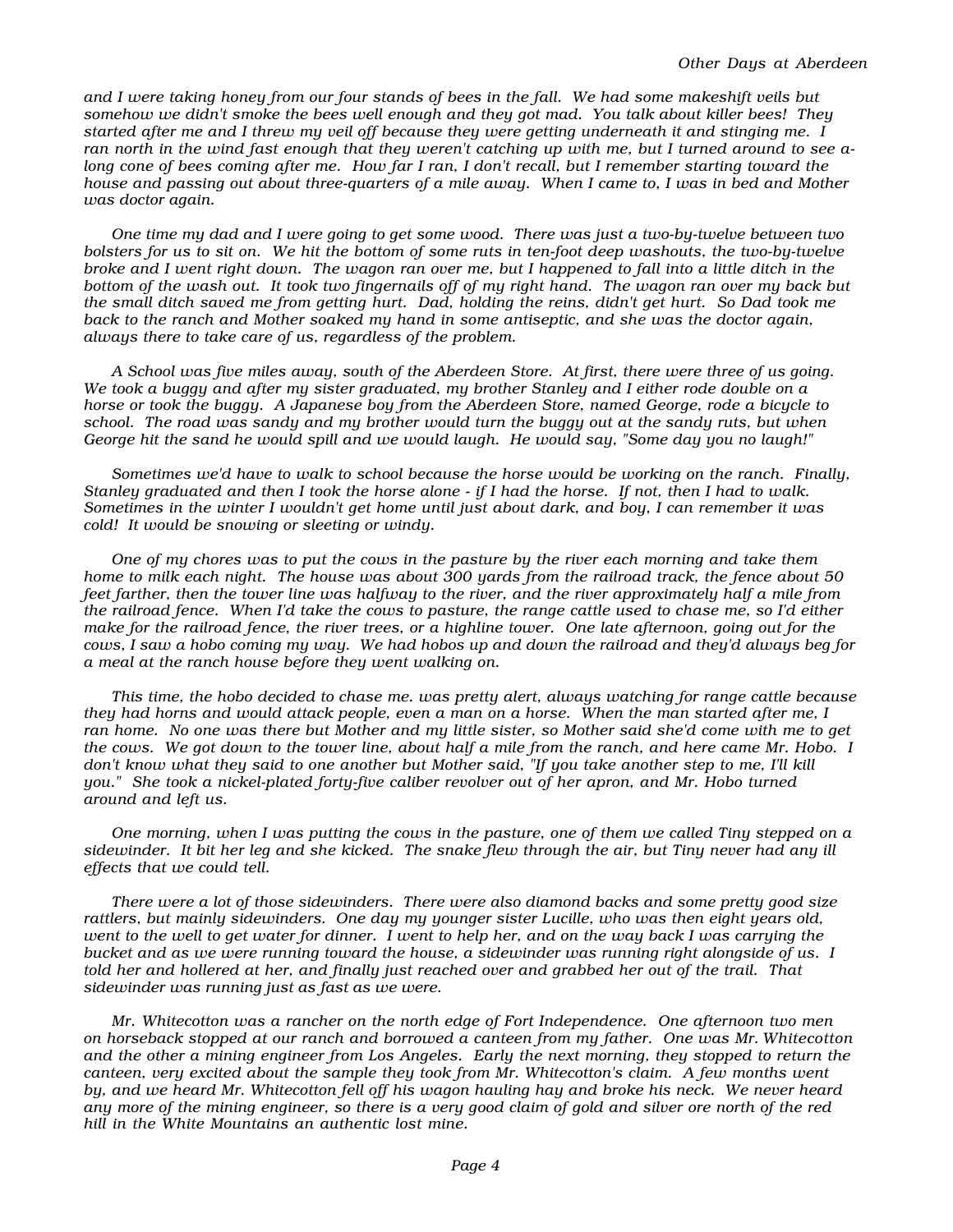*and I were taking honey from our four stands of bees in the fall. We had some makeshift veils but somehow we didn't smoke the bees well enough and they got mad. You talk about killer bees! They started after me and I threw my veil off because they were getting underneath it and stinging me. I ran north in the wind fast enough that they weren't catching up with me, but I turned around to see a-long cone of bees coming after me. How far I ran, I don't recall, but I remember starting toward the house and passing out about three-quarters of a mile away. When I came to, I was in bed and Mother was doctor again.*

*One time my dad and I were going to get some wood. There was just a two-by-twelve between two bolsters for us to sit on. We hit the bottom of some ruts in ten-foot deep washouts, the two-by-twelve broke and I went right down. The wagon ran over me, but I happened to fall into a little ditch in the bottom of the wash out. It took two fingernails off of my right hand. The wagon ran over my back but the small ditch saved me from getting hurt. Dad, holding the reins, didn't get hurt. So Dad took me back to the ranch and Mother soaked my hand in some antiseptic, and she was the doctor again, always there to take care of us, regardless of the problem.*

*A School was five miles away, south of the Aberdeen Store. At first, there were three of us going. We took a buggy and after my sister graduated, my brother Stanley and I either rode double on a horse or took the buggy. A Japanese boy from the Aberdeen Store, named George, rode a bicycle to school. The road was sandy and my brother would turn the buggy out at the sandy ruts, but when George hit the sand he would spill and we would laugh. He would say, "Some day you no laugh!"*

*Sometimes we'd have to walk to school because the horse would be working on the ranch. Finally, Stanley graduated and then I took the horse alone - if I had the horse. If not, then I had to walk. Sometimes in the winter I wouldn't get home until just about dark, and boy, I can remember it was cold! It would be snowing or sleeting or windy.*

*One of my chores was to put the cows in the pasture by the river each morning and take them home to milk each night. The house was about 300 yards from the railroad track, the fence about 50 feet farther, then the tower line was halfway to the river, and the river approximately half a mile from the railroad fence. When I'd take the cows to pasture, the range cattle used to chase me, so I'd either make for the railroad fence, the river trees, or a highline tower. One late afternoon, going out for the cows, I saw a hobo coming my way. We had hobos up and down the railroad and they'd always beg for a meal at the ranch house before they went walking on.*

*This time, the hobo decided to chase me. was pretty alert, always watching for range cattle because they had horns and would attack people, even a man on a horse. When the man started after me, I ran home. No one was there but Mother and my little sister, so Mother said she'd come with me to get the cows. We got down to the tower line, about half a mile from the ranch, and here came Mr. Hobo. I don't know what they said to one another but Mother said, "If you take another step to me, I'll kill you." She took a nickel-plated forty-five caliber revolver out of her apron, and Mr. Hobo turned around and left us.*

*One morning, when I was putting the cows in the pasture, one of them we called Tiny stepped on a sidewinder. It bit her leg and she kicked. The snake flew through the air, but Tiny never had any ill effects that we could tell.*

*There were a lot of those sidewinders. There were also diamond backs and some pretty good size rattlers, but mainly sidewinders. One day my younger sister Lucille, who was then eight years old, went to the well to get water for dinner. I went to help her, and on the way back I was carrying the bucket and as we were running toward the house, a sidewinder was running right alongside of us. I told her and hollered at her, and finally just reached over and grabbed her out of the trail. That sidewinder was running just as fast as we were.*

*Mr. Whitecotton was a rancher on the north edge of Fort Independence. One afternoon two men on horseback stopped at our ranch and borrowed a canteen from my father. One was Mr. Whitecotton and the other a mining engineer from Los Angeles. Early the next morning, they stopped to return the canteen, very excited about the sample they took from Mr. Whitecotton's claim. A few months went by, and we heard Mr. Whitecotton fell off his wagon hauling hay and broke his neck. We never heard any more of the mining engineer, so there is a very good claim of gold and silver ore north of the red hill in the White Mountains an authentic lost mine.*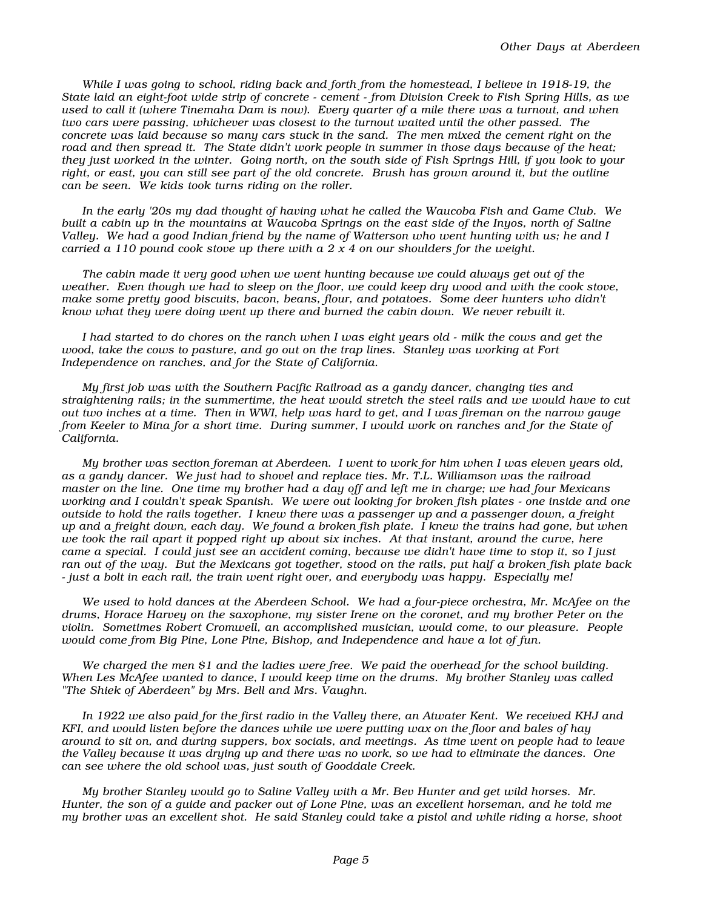*While I was going to school, riding back and forth from the homestead, I believe in 1918-19, the State laid an eight-foot wide strip of concrete - cement - from Division Creek to Fish Spring Hills, as we used to call it (where Tinemaha Dam is now). Every quarter of a mile there was a turnout, and when two cars were passing, whichever was closest to the turnout waited until the other passed. The concrete was laid because so many cars stuck in the sand. The men mixed the cement right on the road and then spread it. The State didn't work people in summer in those days because of the heat; they just worked in the winter. Going north, on the south side of Fish Springs Hill, if you look to your right, or east, you can still see part of the old concrete. Brush has grown around it, but the outline can be seen. We kids took turns riding on the roller.*

*In the early '20s my dad thought of having what he called the Waucoba Fish and Game Club. We built a cabin up in the mountains at Waucoba Springs on the east side of the Inyos, north of Saline Valley. We had a good Indian friend by the name of Watterson who went hunting with us; he and I carried a 110 pound cook stove up there with a 2 x 4 on our shoulders for the weight.*

*The cabin made it very good when we went hunting because we could always get out of the weather. Even though we had to sleep on the floor, we could keep dry wood and with the cook stove, make some pretty good biscuits, bacon, beans, flour, and potatoes. Some deer hunters who didn't know what they were doing went up there and burned the cabin down. We never rebuilt it.*

*I had started to do chores on the ranch when I was eight years old - milk the cows and get the wood, take the cows to pasture, and go out on the trap lines. Stanley was working at Fort Independence on ranches, and for the State of California.*

*My first job was with the Southern Pacific Railroad as a gandy dancer, changing ties and straightening rails; in the summertime, the heat would stretch the steel rails and we would have to cut out two inches at a time. Then in WWI, help was hard to get, and I was fireman on the narrow gauge from Keeler to Mina for a short time. During summer, I would work on ranches and for the State of California.*

*My brother was section foreman at Aberdeen. I went to work for him when I was eleven years old, as a gandy dancer. We just had to shovel and replace ties. Mr. T.L. Williamson was the railroad master on the line. One time my brother had a day off and left me in charge; we had four Mexicans working and I couldn't speak Spanish. We were out looking for broken fish plates - one inside and one outside to hold the rails together. I knew there was a passenger up and a passenger down, a freight up and a freight down, each day. We found a broken fish plate. I knew the trains had gone, but when we took the rail apart it popped right up about six inches. At that instant, around the curve, here came a special. I could just see an accident coming, because we didn't have time to stop it, so I just ran out of the way. But the Mexicans got together, stood on the rails, put half a broken fish plate back - just a bolt in each rail, the train went right over, and everybody was happy. Especially me!*

*We used to hold dances at the Aberdeen School. We had a four-piece orchestra, Mr. McAfee on the drums, Horace Harvey on the saxophone, my sister Irene on the coronet, and my brother Peter on the violin. Sometimes Robert Cromwell, an accomplished musician, would come, to our pleasure. People would come from Big Pine, Lone Pine, Bishop, and Independence and have a lot of fun.*

*We charged the men $1 and the ladies were free. We paid the overhead for the school building. When Les McAfee wanted to dance, I would keep time on the drums. My brother Stanley was called "The Shiek of Aberdeen" by Mrs. Bell and Mrs. Vaughn.*

*In 1922 we also paid for the first radio in the Valley there, an Atwater Kent. We received KHJ and KFI, and would listen before the dances while we were putting wax on the floor and bales of hay around to sit on, and during suppers, box socials, and meetings. As time went on people had to leave the Valley because it was drying up and there was no work, so we had to eliminate the dances. One can see where the old school was, just south of Gooddale Creek.*

*My brother Stanley would go to Saline Valley with a Mr. Bev Hunter and get wild horses. Mr. Hunter, the son of a guide and packer out of Lone Pine, was an excellent horseman, and he told me my brother was an excellent shot. He said Stanley could take a pistol and while riding a horse, shoot*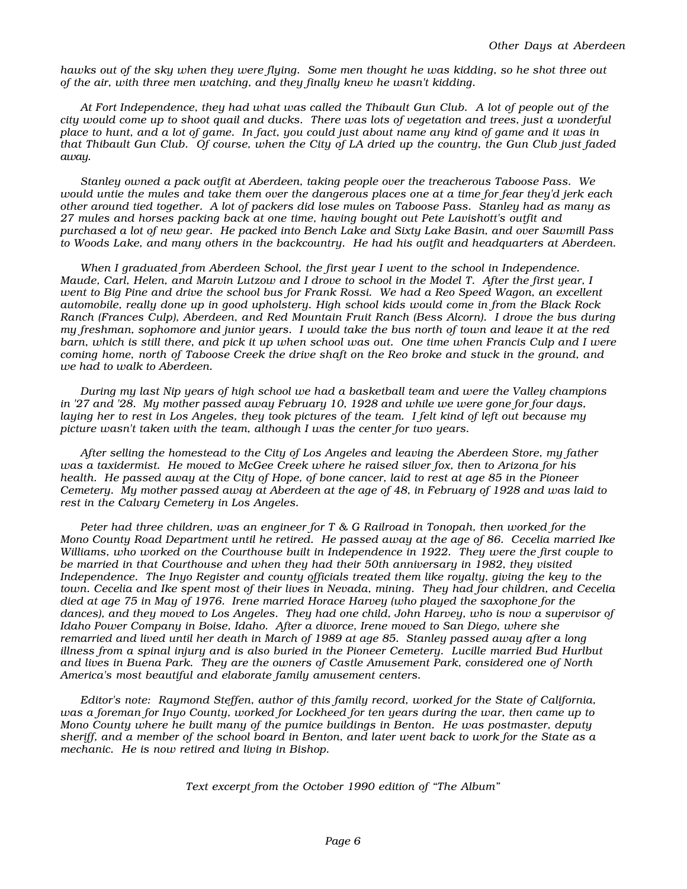*hawks out of the sky when they were flying. Some men thought he was kidding, so he shot three out of the air, with three men watching, and they finally knew he wasn't kidding.*

*At Fort Independence, they had what was called the Thibault Gun Club. A lot of people out of the city would come up to shoot quail and ducks. There was lots of vegetation and trees, just a wonderful place to hunt, and a lot of game. In fact, you could just about name any kind of game and it was in that Thibault Gun Club. Of course, when the City of LA dried up the country, the Gun Club just faded away.*

*Stanley owned a pack outfit at Aberdeen, taking people over the treacherous Taboose Pass. We would untie the mules and take them over the dangerous places one at a time for fear they'd jerk each other around tied together. A lot of packers did lose mules on Taboose Pass. Stanley had as many as 27 mules and horses packing back at one time, having bought out Pete Lavishott's outfit and purchased a lot of new gear. He packed into Bench Lake and Sixty Lake Basin, and over Sawmill Pass to Woods Lake, and many others in the backcountry. He had his outfit and headquarters at Aberdeen.*

*When I graduated from Aberdeen School, the first year I went to the school in Independence. Maude, Carl, Helen, and Marvin Lutzow and I drove to school in the Model T. After the first year, I went to Big Pine and drive the school bus for Frank Rossi. We had a Reo Speed Wagon, an excellent automobile, really done up in good upholstery. High school kids would come in from the Black Rock Ranch (Frances Culp), Aberdeen, and Red Mountain Fruit Ranch (Bess Alcorn). I drove the bus during my freshman, sophomore and junior years. I would take the bus north of town and leave it at the red barn, which is still there, and pick it up when school was out. One time when Francis Culp and I were coming home, north of Taboose Creek the drive shaft on the Reo broke and stuck in the ground, and we had to walk to Aberdeen.*

*During my last Nip years of high school we had a basketball team and were the Valley champions in '27 and '28. My mother passed away February 10, 1928 and while we were gone for four days, laying her to rest in Los Angeles, they took pictures of the team. I felt kind of left out because my picture wasn't taken with the team, although I was the center for two years.*

*After selling the homestead to the City of Los Angeles and leaving the Aberdeen Store, my father was a taxidermist. He moved to McGee Creek where he raised silver fox, then to Arizona for his health. He passed away at the City of Hope, of bone cancer, laid to rest at age 85 in the Pioneer Cemetery. My mother passed away at Aberdeen at the age of 48, in February of 1928 and was laid to rest in the Calvary Cemetery in Los Angeles.*

*Peter had three children, was an engineer for T & G Railroad in Tonopah, then worked for the Mono County Road Department until he retired. He passed away at the age of 86. Cecelia married Ike Williams, who worked on the Courthouse built in Independence in 1922. They were the first couple to be married in that Courthouse and when they had their 50th anniversary in 1982, they visited Independence. The Inyo Register and county officials treated them like royalty, giving the key to the town. Cecelia and Ike spent most of their lives in Nevada, mining. They had four children, and Cecelia died at age 75 in May of 1976. Irene married Horace Harvey (who played the saxophone for the dances), and they moved to Los Angeles. They had one child, John Harvey, who is now a supervisor of Idaho Power Company in Boise, Idaho. After a divorce, Irene moved to San Diego, where she remarried and lived until her death in March of 1989 at age 85. Stanley passed away after a long illness from a spinal injury and is also buried in the Pioneer Cemetery. Lucille married Bud Hurlbut and lives in Buena Park. They are the owners of Castle Amusement Park, considered one of North America's most beautiful and elaborate family amusement centers.*

*Editor's note: Raymond Steffen, author of this family record, worked for the State of California, was a foreman for Inyo County, worked for Lockheed for ten years during the war, then came up to Mono County where he built many of the pumice buildings in Benton. He was postmaster, deputy sheriff, and a member of the school board in Benton, and later went back to work for the State as a mechanic. He is now retired and living in Bishop.*

*Text excerpt from the October 1990 edition of "The Album"*